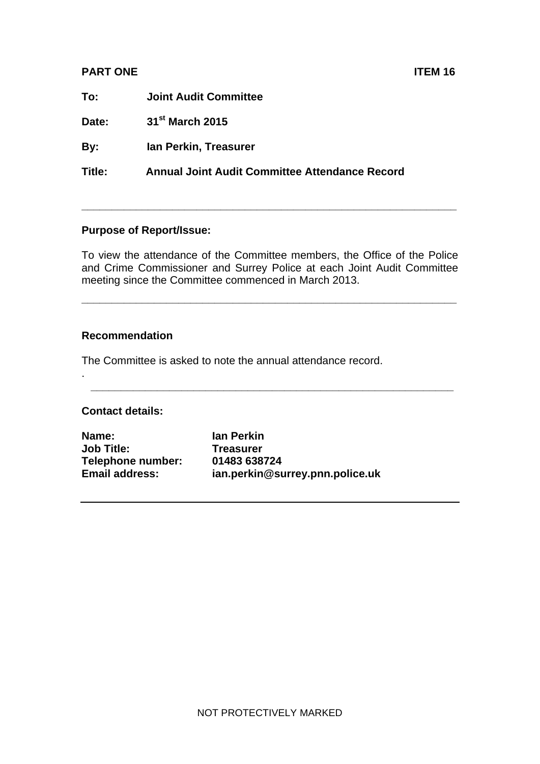**PART ONE** **ITEM 16**

**To:** **Joint Audit Committee**

**Date:** **31st March 2015**

**By:** **Ian Perkin, Treasurer**

**Title:** **Annual Joint Audit Committee Attendance Record**

---

**Purpose of Report/Issue:**

To view the attendance of the Committee members, the Office of the Police and Crime Commissioner and Surrey Police at each Joint Audit Committee meeting since the Committee commenced in March 2013.

---

**Recommendation**

The Committee is asked to note the annual attendance record.

.

---

**Contact details:**

**Name:** **Ian Perkin**
**Job Title:** **Treasurer**
**Telephone number:** **01483 638724**
**Email address:** **ian.perkin@surrey.pnn.police.uk**

---

NOT PROTECTIVELY MARKED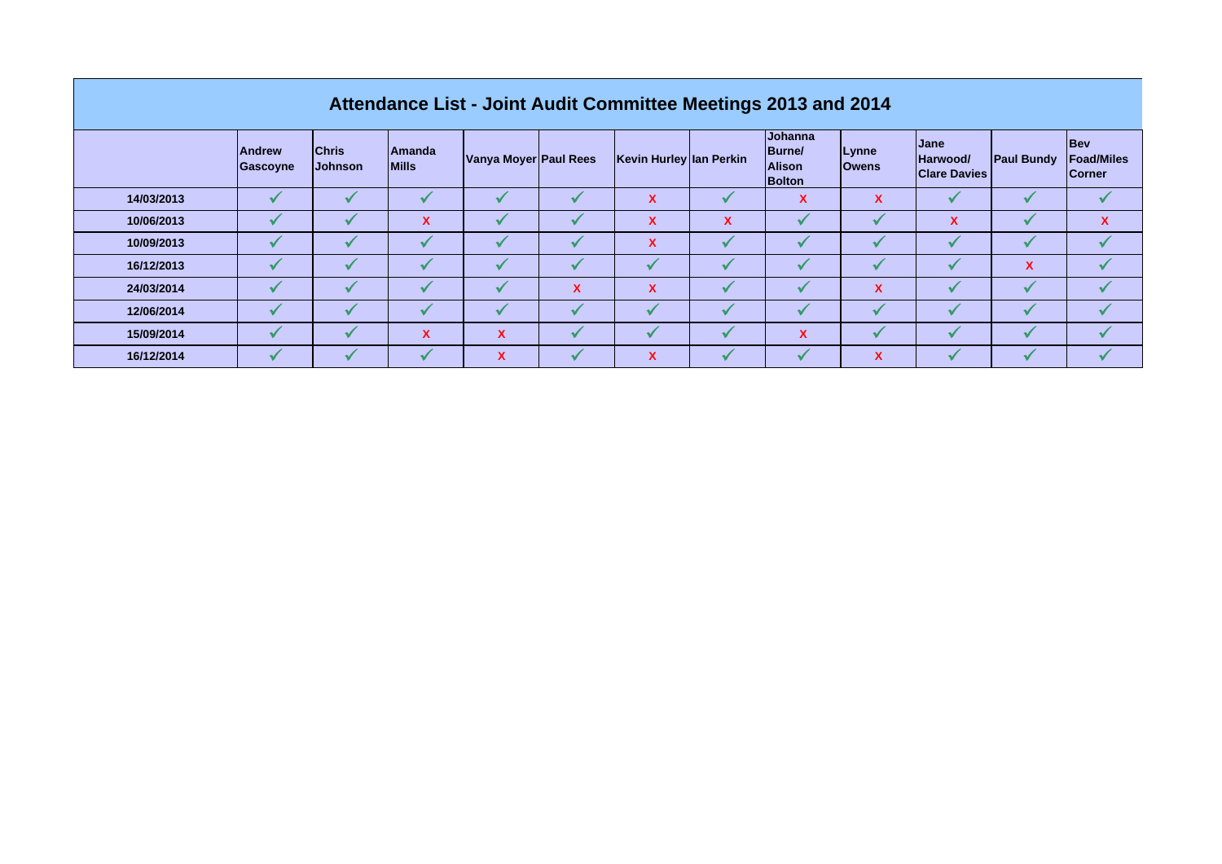# Attendance List - Joint Audit Committee Meetings 2013 and 2014

| | Andrew Gascoyne | Chris Johnson | Amanda Mills | Vanya Moyer | Paul Rees | Kevin Hurley | Ian Perkin | Johanna Burne/ Alison Bolton | Lynne Owens | Jane Harwood/ Clare Davies | Paul Bundy | Bev Foad/Miles Corner |
|---|---|---|---|---|---|---|---|---|---|---|---|---|
| 14/03/2013 | ✓ | ✓ | ✓ | ✓ | ✓ | X | ✓ | X | X | ✓ | ✓ | ✓ |
| 10/06/2013 | ✓ | ✓ | X | ✓ | ✓ | X | X | ✓ | ✓ | X | ✓ | X |
| 10/09/2013 | ✓ | ✓ | ✓ | ✓ | ✓ | X | ✓ | ✓ | ✓ | ✓ | ✓ | ✓ |
| 16/12/2013 | ✓ | ✓ | ✓ | ✓ | ✓ | ✓ | ✓ | ✓ | ✓ | ✓ | X | ✓ |
| 24/03/2014 | ✓ | ✓ | ✓ | ✓ | X | X | ✓ | ✓ | X | ✓ | ✓ | ✓ |
| 12/06/2014 | ✓ | ✓ | ✓ | ✓ | ✓ | ✓ | ✓ | ✓ | ✓ | ✓ | ✓ | ✓ |
| 15/09/2014 | ✓ | ✓ | X | X | ✓ | ✓ | ✓ | X | ✓ | ✓ | ✓ | ✓ |
| 16/12/2014 | ✓ | ✓ | ✓ | X | ✓ | X | ✓ | ✓ | X | ✓ | ✓ | ✓ |